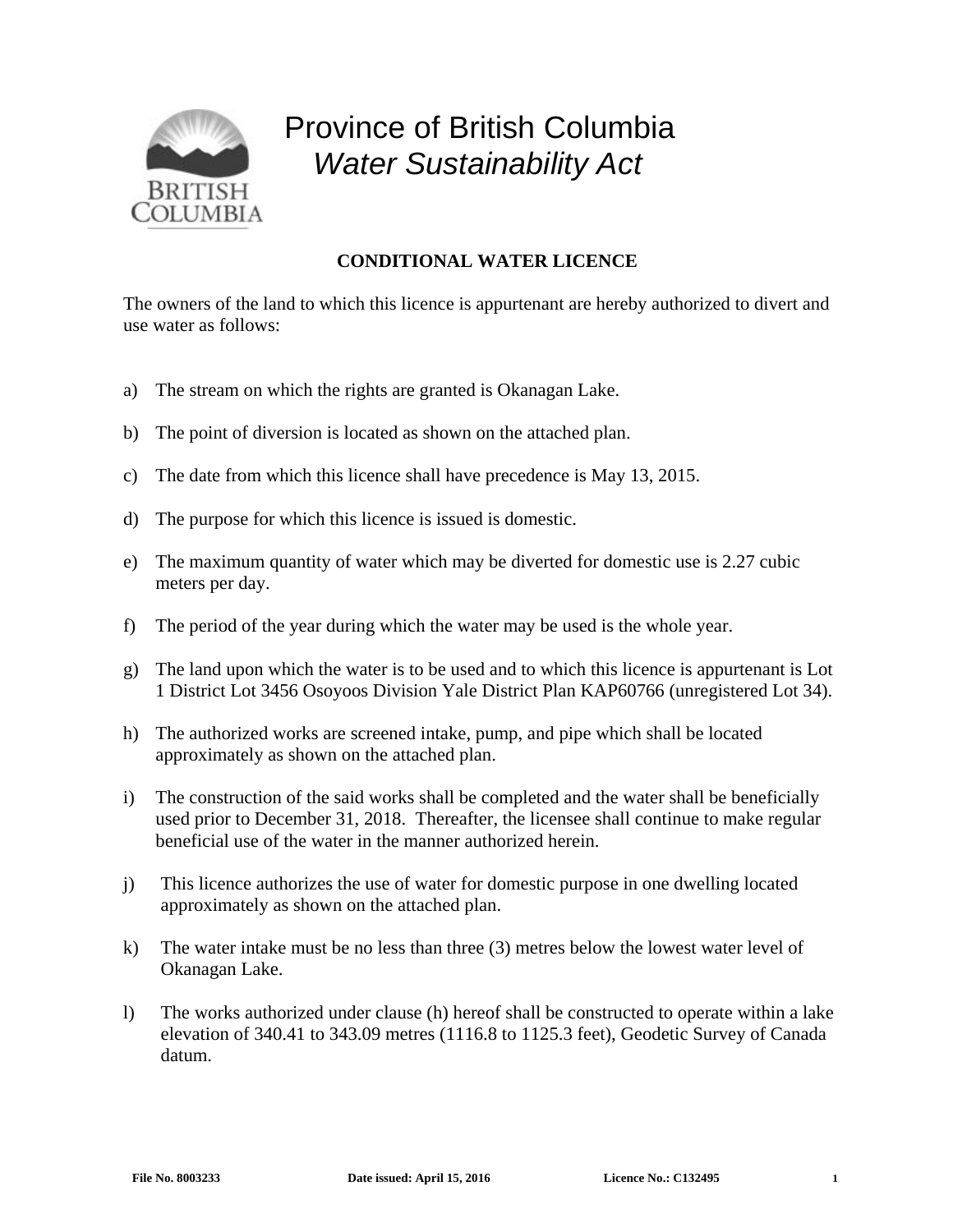# Province of British Columbia
## *Water Sustainability Act*

**CONDITIONAL WATER LICENCE**

The owners of the land to which this licence is appurtenant are hereby authorized to divert and use water as follows:

a) The stream on which the rights are granted is Okanagan Lake.

b) The point of diversion is located as shown on the attached plan.

c) The date from which this licence shall have precedence is May 13, 2015.

d) The purpose for which this licence is issued is domestic.

e) The maximum quantity of water which may be diverted for domestic use is 2.27 cubic meters per day.

f) The period of the year during which the water may be used is the whole year.

g) The land upon which the water is to be used and to which this licence is appurtenant is Lot 1 District Lot 3456 Osoyoos Division Yale District Plan KAP60766 (unregistered Lot 34).

h) The authorized works are screened intake, pump, and pipe which shall be located approximately as shown on the attached plan.

i) The construction of the said works shall be completed and the water shall be beneficially used prior to December 31, 2018. Thereafter, the licensee shall continue to make regular beneficial use of the water in the manner authorized herein.

j) This licence authorizes the use of water for domestic purpose in one dwelling located approximately as shown on the attached plan.

k) The water intake must be no less than three (3) metres below the lowest water level of Okanagan Lake.

l) The works authorized under clause (h) hereof shall be constructed to operate within a lake elevation of 340.41 to 343.09 metres (1116.8 to 1125.3 feet), Geodetic Survey of Canada datum.

**File No. 8003233** **Date issued: April 15, 2016** **Licence No.: C132495**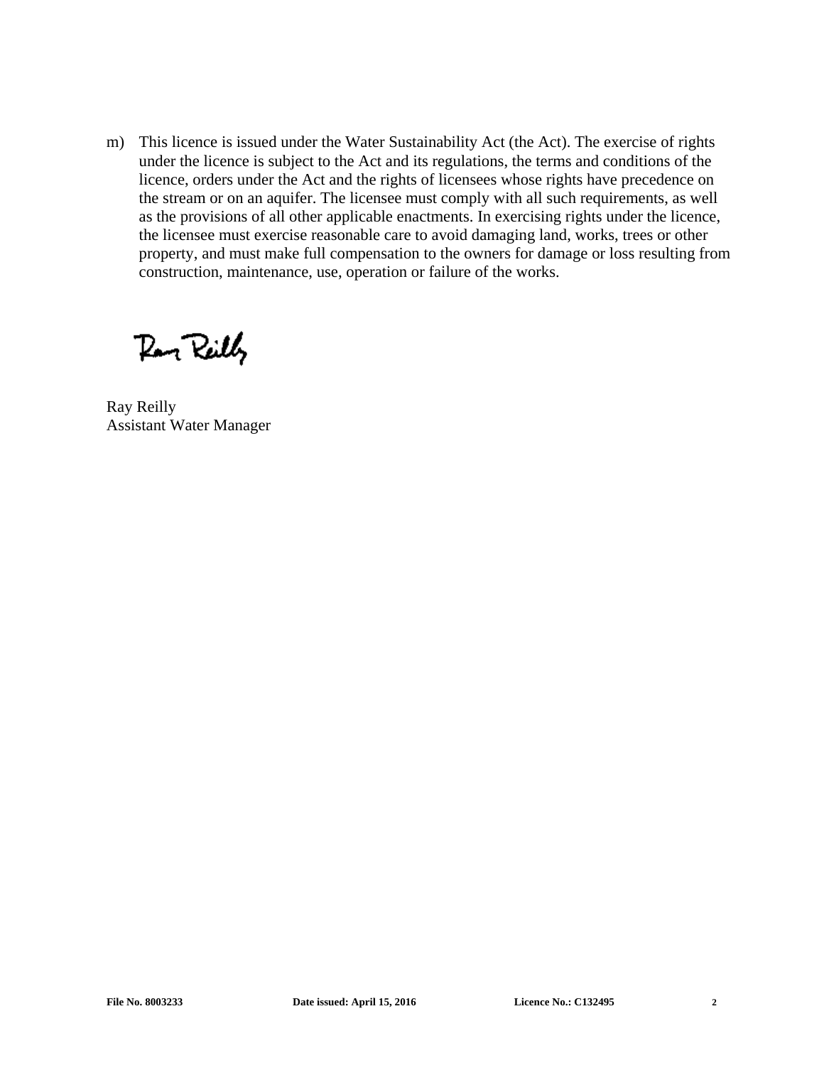m) This licence is issued under the Water Sustainability Act (the Act). The exercise of rights under the licence is subject to the Act and its regulations, the terms and conditions of the licence, orders under the Act and the rights of licensees whose rights have precedence on the stream or on an aquifer. The licensee must comply with all such requirements, as well as the provisions of all other applicable enactments. In exercising rights under the licence, the licensee must exercise reasonable care to avoid damaging land, works, trees or other property, and must make full compensation to the owners for damage or loss resulting from construction, maintenance, use, operation or failure of the works.

Ray Reilly

Ray Reilly
Assistant Water Manager

**File No. 8003233** **Date issued: April 15, 2016** **Licence No.: C132495**